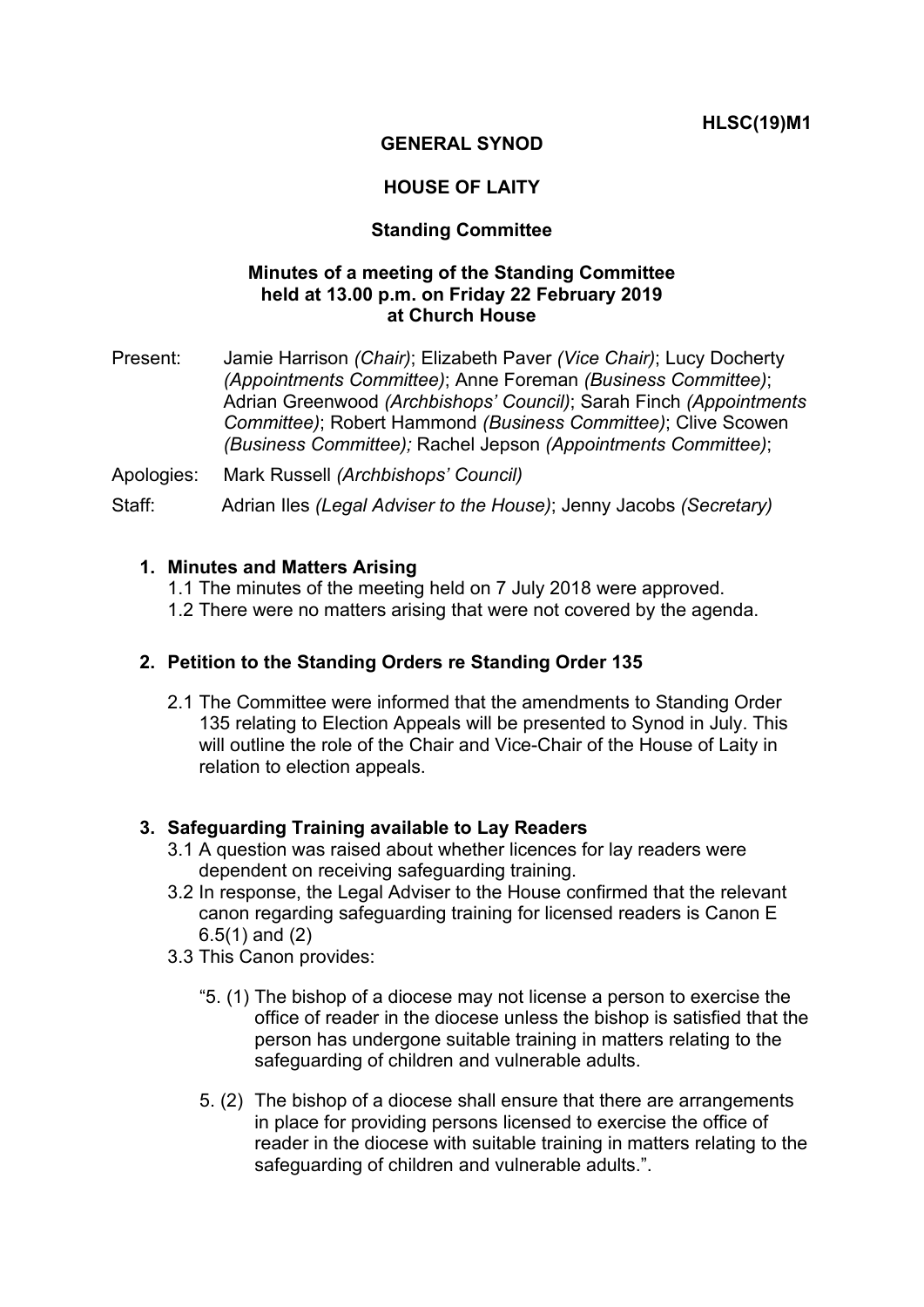HLSC(19)M1

**GENERAL SYNOD**

**HOUSE OF LAITY**

**Standing Committee**

**Minutes of a meeting of the Standing Committee held at 13.00 p.m. on Friday 22 February 2019 at Church House**

Present: Jamie Harrison *(Chair)*; Elizabeth Paver *(Vice Chair)*; Lucy Docherty *(Appointments Committee)*; Anne Foreman *(Business Committee)*; Adrian Greenwood *(Archbishops' Council)*; Sarah Finch *(Appointments Committee)*; Robert Hammond *(Business Committee)*; Clive Scowen *(Business Committee);* Rachel Jepson *(Appointments Committee)*;

Apologies: Mark Russell *(Archbishops' Council)*

Staff: Adrian Iles *(Legal Adviser to the House)*; Jenny Jacobs *(Secretary)*

1. **Minutes and Matters Arising**
   - 1.1 The minutes of the meeting held on 7 July 2018 were approved.
   - 1.2 There were no matters arising that were not covered by the agenda.

2. **Petition to the Standing Orders re Standing Order 135**
   - 2.1 The Committee were informed that the amendments to Standing Order 135 relating to Election Appeals will be presented to Synod in July. This will outline the role of the Chair and Vice-Chair of the House of Laity in relation to election appeals.

3. **Safeguarding Training available to Lay Readers**
   - 3.1 A question was raised about whether licences for lay readers were dependent on receiving safeguarding training.
   - 3.2 In response, the Legal Adviser to the House confirmed that the relevant canon regarding safeguarding training for licensed readers is Canon E 6.5(1) and (2)
   - 3.3 This Canon provides:

     "5. (1) The bishop of a diocese may not license a person to exercise the office of reader in the diocese unless the bishop is satisfied that the person has undergone suitable training in matters relating to the safeguarding of children and vulnerable adults.

     5. (2) The bishop of a diocese shall ensure that there are arrangements in place for providing persons licensed to exercise the office of reader in the diocese with suitable training in matters relating to the safeguarding of children and vulnerable adults.".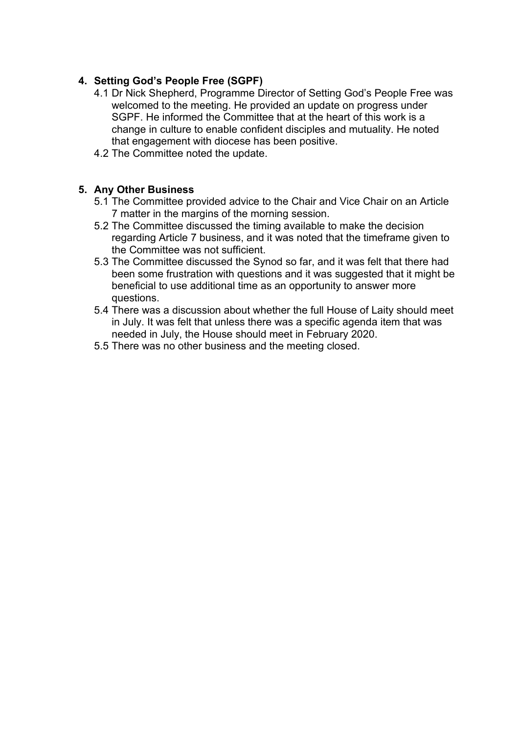## 4. Setting God's People Free (SGPF)

4.1 Dr Nick Shepherd, Programme Director of Setting God's People Free was welcomed to the meeting. He provided an update on progress under SGPF. He informed the Committee that at the heart of this work is a change in culture to enable confident disciples and mutuality. He noted that engagement with diocese has been positive.

4.2 The Committee noted the update.

## 5. Any Other Business

5.1 The Committee provided advice to the Chair and Vice Chair on an Article 7 matter in the margins of the morning session.

5.2 The Committee discussed the timing available to make the decision regarding Article 7 business, and it was noted that the timeframe given to the Committee was not sufficient.

5.3 The Committee discussed the Synod so far, and it was felt that there had been some frustration with questions and it was suggested that it might be beneficial to use additional time as an opportunity to answer more questions.

5.4 There was a discussion about whether the full House of Laity should meet in July. It was felt that unless there was a specific agenda item that was needed in July, the House should meet in February 2020.

5.5 There was no other business and the meeting closed.